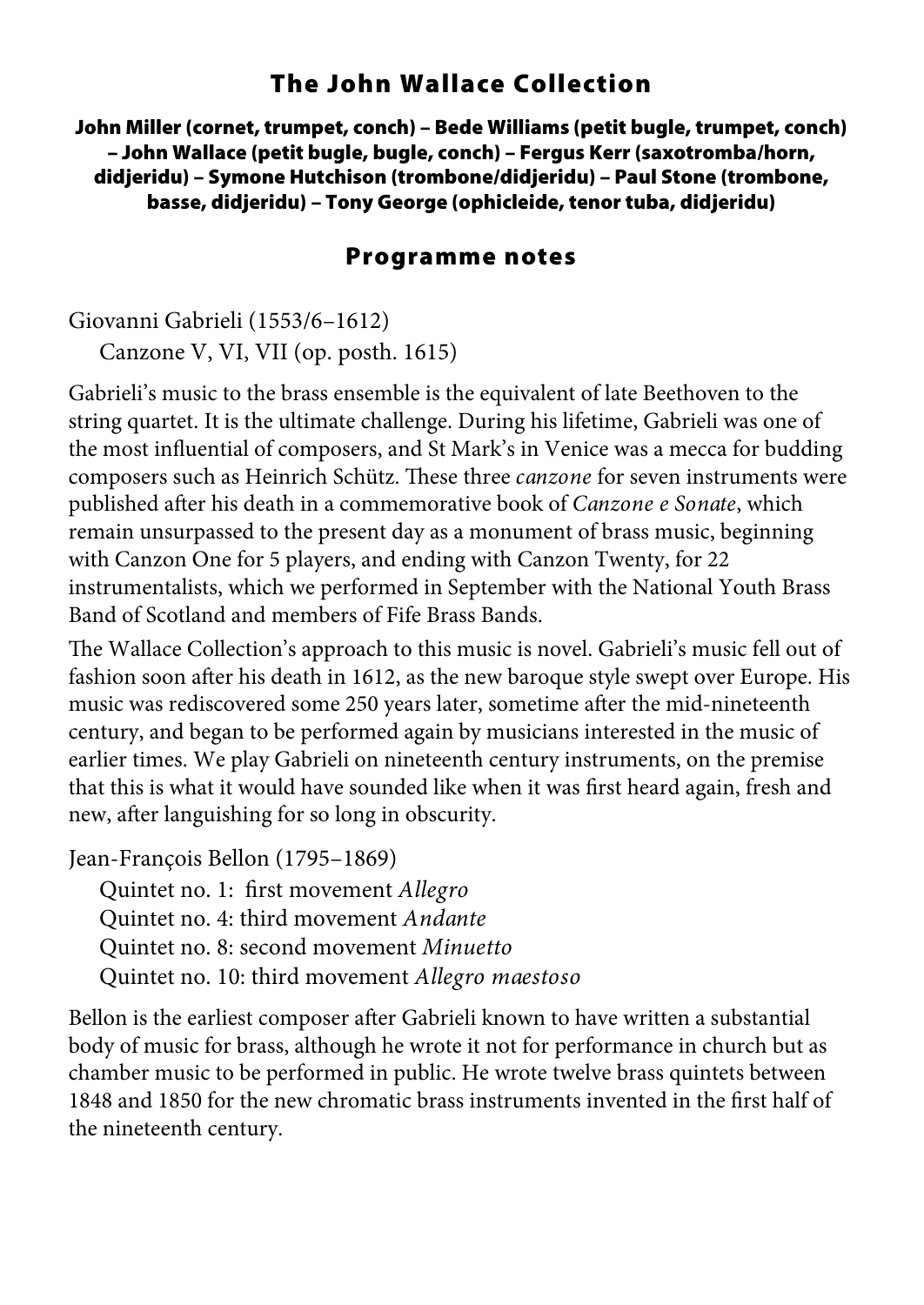# The John Wallace Collection

**John Miller (cornet, trumpet, conch) – Bede Williams (petit bugle, trumpet, conch) – John Wallace (petit bugle, bugle, conch) – Fergus Kerr (saxotromba/horn, didjeridu) – Symone Hutchison (trombone/didjeridu) – Paul Stone (trombone, basse, didjeridu) – Tony George (ophicleide, tenor tuba, didjeridu)**

## Programme notes

Giovanni Gabrieli (1553/6–1612)
Canzone V, VI, VII (op. posth. 1615)

Gabrieli's music to the brass ensemble is the equivalent of late Beethoven to the string quartet. It is the ultimate challenge. During his lifetime, Gabrieli was one of the most influential of composers, and St Mark's in Venice was a mecca for budding composers such as Heinrich Schütz. These three *canzone* for seven instruments were published after his death in a commemorative book of *Canzone e Sonate*, which remain unsurpassed to the present day as a monument of brass music, beginning with Canzon One for 5 players, and ending with Canzon Twenty, for 22 instrumentalists, which we performed in September with the National Youth Brass Band of Scotland and members of Fife Brass Bands.

The Wallace Collection's approach to this music is novel. Gabrieli's music fell out of fashion soon after his death in 1612, as the new baroque style swept over Europe. His music was rediscovered some 250 years later, sometime after the mid-nineteenth century, and began to be performed again by musicians interested in the music of earlier times. We play Gabrieli on nineteenth century instruments, on the premise that this is what it would have sounded like when it was first heard again, fresh and new, after languishing for so long in obscurity.

Jean-François Bellon (1795–1869)
Quintet no. 1: first movement *Allegro*
Quintet no. 4: third movement *Andante*
Quintet no. 8: second movement *Minuetto*
Quintet no. 10: third movement *Allegro maestoso*

Bellon is the earliest composer after Gabrieli known to have written a substantial body of music for brass, although he wrote it not for performance in church but as chamber music to be performed in public. He wrote twelve brass quintets between 1848 and 1850 for the new chromatic brass instruments invented in the first half of the nineteenth century.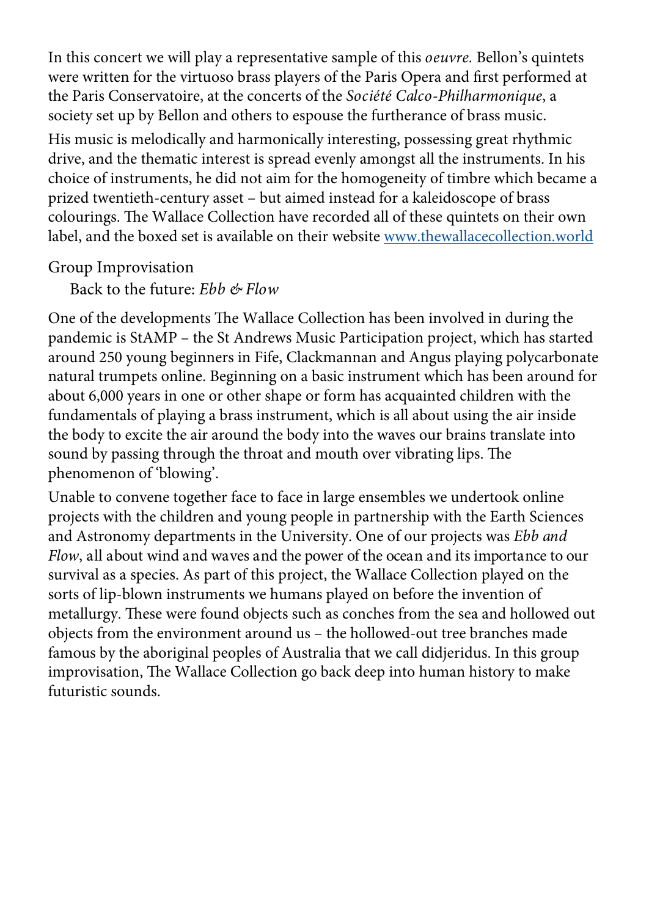In this concert we will play a representative sample of this *oeuvre.* Bellon's quintets were written for the virtuoso brass players of the Paris Opera and first performed at the Paris Conservatoire, at the concerts of the *Société Calco-Philharmonique*, a society set up by Bellon and others to espouse the furtherance of brass music.

His music is melodically and harmonically interesting, possessing great rhythmic drive, and the thematic interest is spread evenly amongst all the instruments. In his choice of instruments, he did not aim for the homogeneity of timbre which became a prized twentieth-century asset – but aimed instead for a kaleidoscope of brass colourings. The Wallace Collection have recorded all of these quintets on their own label, and the boxed set is available on their website [www.thewallacecollection.world](http://www.thewallacecollection.world)

Group Improvisation

Back to the future: *Ebb & Flow*

One of the developments The Wallace Collection has been involved in during the pandemic is StAMP – the St Andrews Music Participation project, which has started around 250 young beginners in Fife, Clackmannan and Angus playing polycarbonate natural trumpets online. Beginning on a basic instrument which has been around for about 6,000 years in one or other shape or form has acquainted children with the fundamentals of playing a brass instrument, which is all about using the air inside the body to excite the air around the body into the waves our brains translate into sound by passing through the throat and mouth over vibrating lips. The phenomenon of 'blowing'.

Unable to convene together face to face in large ensembles we undertook online projects with the children and young people in partnership with the Earth Sciences and Astronomy departments in the University. One of our projects was *Ebb and Flow*, all about wind and waves and the power of the ocean and its importance to our survival as a species. As part of this project, the Wallace Collection played on the sorts of lip-blown instruments we humans played on before the invention of metallurgy. These were found objects such as conches from the sea and hollowed out objects from the environment around us – the hollowed-out tree branches made famous by the aboriginal peoples of Australia that we call didjeridus. In this group improvisation, The Wallace Collection go back deep into human history to make futuristic sounds.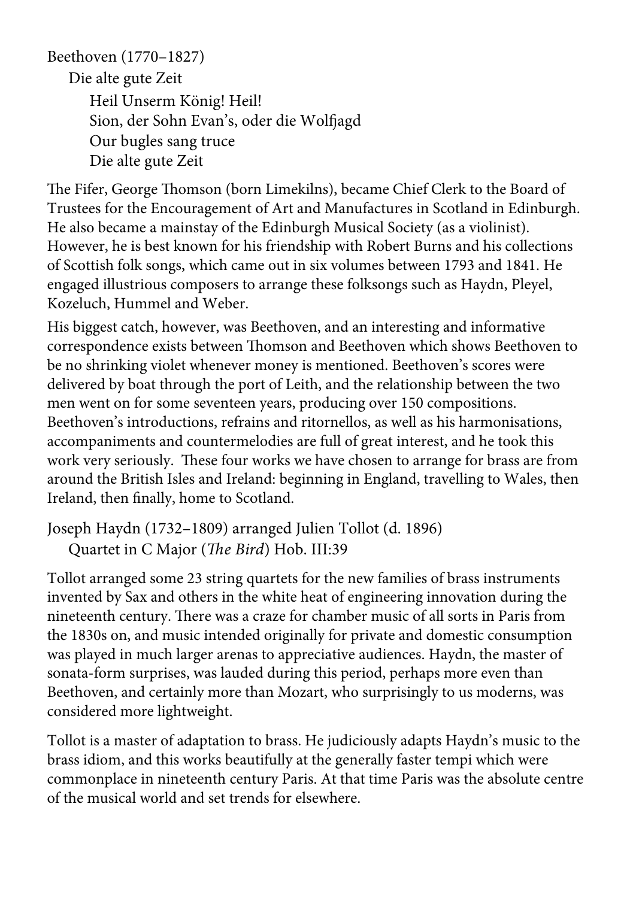Beethoven (1770–1827)

Die alte gute Zeit

Heil Unserm König! Heil!
Sion, der Sohn Evan's, oder die Wolfjagd
Our bugles sang truce
Die alte gute Zeit

The Fifer, George Thomson (born Limekilns), became Chief Clerk to the Board of Trustees for the Encouragement of Art and Manufactures in Scotland in Edinburgh. He also became a mainstay of the Edinburgh Musical Society (as a violinist). However, he is best known for his friendship with Robert Burns and his collections of Scottish folk songs, which came out in six volumes between 1793 and 1841. He engaged illustrious composers to arrange these folksongs such as Haydn, Pleyel, Kozeluch, Hummel and Weber.

His biggest catch, however, was Beethoven, and an interesting and informative correspondence exists between Thomson and Beethoven which shows Beethoven to be no shrinking violet whenever money is mentioned. Beethoven's scores were delivered by boat through the port of Leith, and the relationship between the two men went on for some seventeen years, producing over 150 compositions. Beethoven's introductions, refrains and ritornellos, as well as his harmonisations, accompaniments and countermelodies are full of great interest, and he took this work very seriously. These four works we have chosen to arrange for brass are from around the British Isles and Ireland: beginning in England, travelling to Wales, then Ireland, then finally, home to Scotland.

Joseph Haydn (1732–1809) arranged Julien Tollot (d. 1896)

Quartet in C Major (*The Bird*) Hob. III:39

Tollot arranged some 23 string quartets for the new families of brass instruments invented by Sax and others in the white heat of engineering innovation during the nineteenth century. There was a craze for chamber music of all sorts in Paris from the 1830s on, and music intended originally for private and domestic consumption was played in much larger arenas to appreciative audiences. Haydn, the master of sonata-form surprises, was lauded during this period, perhaps more even than Beethoven, and certainly more than Mozart, who surprisingly to us moderns, was considered more lightweight.

Tollot is a master of adaptation to brass. He judiciously adapts Haydn's music to the brass idiom, and this works beautifully at the generally faster tempi which were commonplace in nineteenth century Paris. At that time Paris was the absolute centre of the musical world and set trends for elsewhere.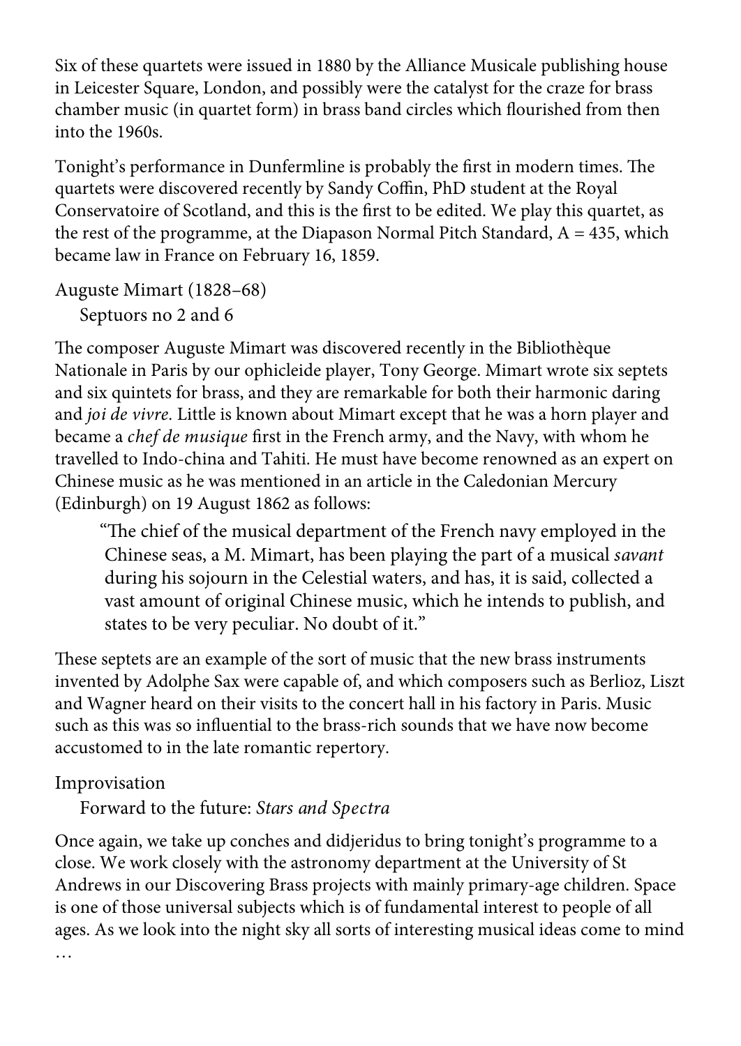Six of these quartets were issued in 1880 by the Alliance Musicale publishing house in Leicester Square, London, and possibly were the catalyst for the craze for brass chamber music (in quartet form) in brass band circles which flourished from then into the 1960s.

Tonight's performance in Dunfermline is probably the first in modern times. The quartets were discovered recently by Sandy Coffin, PhD student at the Royal Conservatoire of Scotland, and this is the first to be edited. We play this quartet, as the rest of the programme, at the Diapason Normal Pitch Standard, A = 435, which became law in France on February 16, 1859.

Auguste Mimart (1828–68)

Septuors no 2 and 6

The composer Auguste Mimart was discovered recently in the Bibliothèque Nationale in Paris by our ophicleide player, Tony George. Mimart wrote six septets and six quintets for brass, and they are remarkable for both their harmonic daring and *joi de vivre*. Little is known about Mimart except that he was a horn player and became a *chef de musique* first in the French army, and the Navy, with whom he travelled to Indo-china and Tahiti. He must have become renowned as an expert on Chinese music as he was mentioned in an article in the Caledonian Mercury (Edinburgh) on 19 August 1862 as follows:

> "The chief of the musical department of the French navy employed in the Chinese seas, a M. Mimart, has been playing the part of a musical *savant* during his sojourn in the Celestial waters, and has, it is said, collected a vast amount of original Chinese music, which he intends to publish, and states to be very peculiar. No doubt of it."

These septets are an example of the sort of music that the new brass instruments invented by Adolphe Sax were capable of, and which composers such as Berlioz, Liszt and Wagner heard on their visits to the concert hall in his factory in Paris. Music such as this was so influential to the brass-rich sounds that we have now become accustomed to in the late romantic repertory.

Improvisation

Forward to the future: *Stars and Spectra*

Once again, we take up conches and didjeridus to bring tonight's programme to a close. We work closely with the astronomy department at the University of St Andrews in our Discovering Brass projects with mainly primary-age children. Space is one of those universal subjects which is of fundamental interest to people of all ages. As we look into the night sky all sorts of interesting musical ideas come to mind …